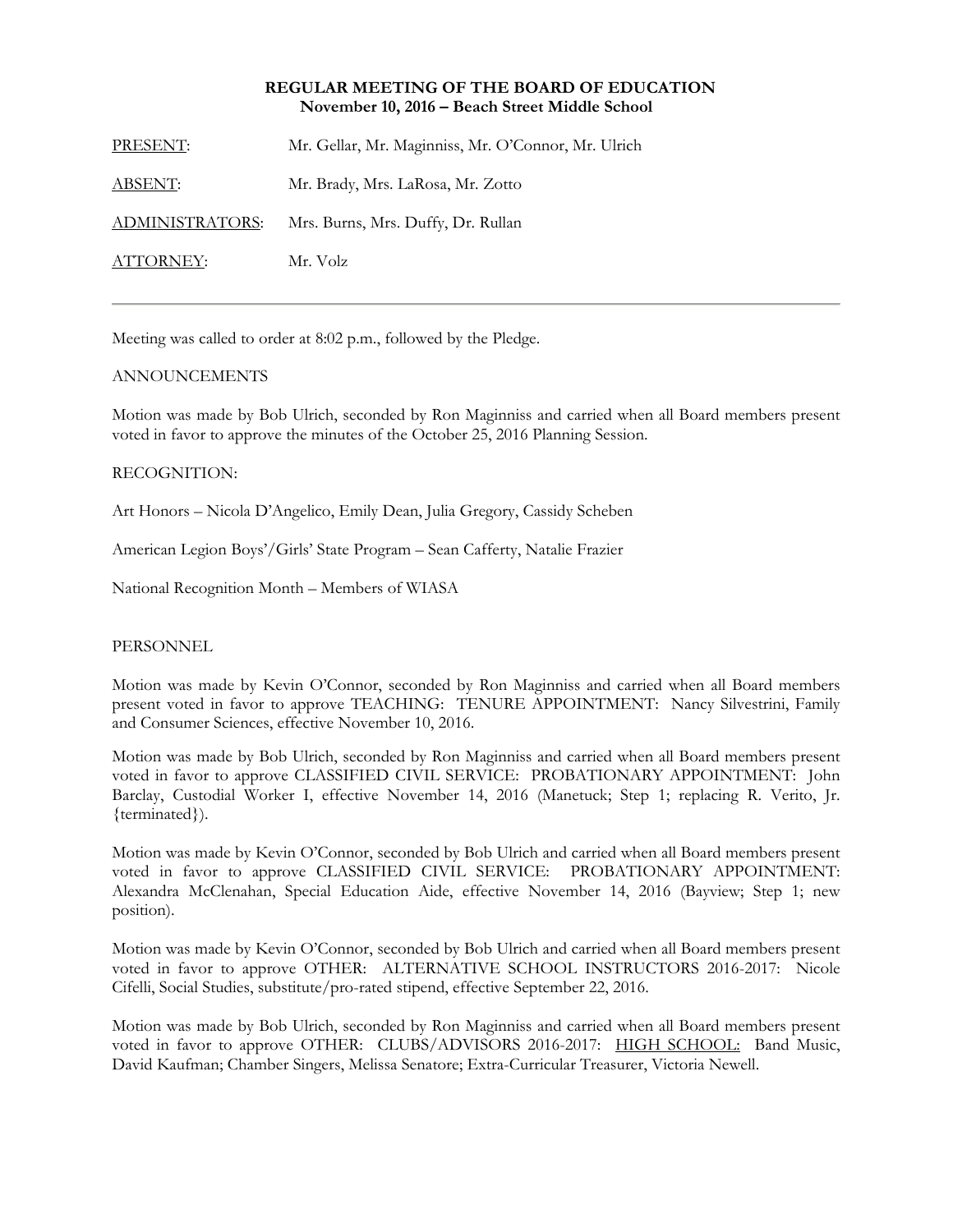**REGULAR MEETING OF THE BOARD OF EDUCATION**
**November 10, 2016 – Beach Street Middle School**

| | |
|---|---|
| PRESENT: | Mr. Gellar, Mr. Maginniss, Mr. O'Connor, Mr. Ulrich |
| ABSENT: | Mr. Brady, Mrs. LaRosa, Mr. Zotto |
| ADMINISTRATORS: | Mrs. Burns, Mrs. Duffy, Dr. Rullan |
| ATTORNEY: | Mr. Volz |

---

Meeting was called to order at 8:02 p.m., followed by the Pledge.

ANNOUNCEMENTS

Motion was made by Bob Ulrich, seconded by Ron Maginniss and carried when all Board members present voted in favor to approve the minutes of the October 25, 2016 Planning Session.

RECOGNITION:

Art Honors – Nicola D'Angelico, Emily Dean, Julia Gregory, Cassidy Scheben

American Legion Boys'/Girls' State Program – Sean Cafferty, Natalie Frazier

National Recognition Month – Members of WIASA

PERSONNEL

Motion was made by Kevin O'Connor, seconded by Ron Maginniss and carried when all Board members present voted in favor to approve TEACHING: TENURE APPOINTMENT: Nancy Silvestrini, Family and Consumer Sciences, effective November 10, 2016.

Motion was made by Bob Ulrich, seconded by Ron Maginniss and carried when all Board members present voted in favor to approve CLASSIFIED CIVIL SERVICE: PROBATIONARY APPOINTMENT: John Barclay, Custodial Worker I, effective November 14, 2016 (Manetuck; Step 1; replacing R. Verito, Jr. {terminated}).

Motion was made by Kevin O'Connor, seconded by Bob Ulrich and carried when all Board members present voted in favor to approve CLASSIFIED CIVIL SERVICE: PROBATIONARY APPOINTMENT: Alexandra McClenahan, Special Education Aide, effective November 14, 2016 (Bayview; Step 1; new position).

Motion was made by Kevin O'Connor, seconded by Bob Ulrich and carried when all Board members present voted in favor to approve OTHER: ALTERNATIVE SCHOOL INSTRUCTORS 2016-2017: Nicole Cifelli, Social Studies, substitute/pro-rated stipend, effective September 22, 2016.

Motion was made by Bob Ulrich, seconded by Ron Maginniss and carried when all Board members present voted in favor to approve OTHER: CLUBS/ADVISORS 2016-2017: HIGH SCHOOL: Band Music, David Kaufman; Chamber Singers, Melissa Senatore; Extra-Curricular Treasurer, Victoria Newell.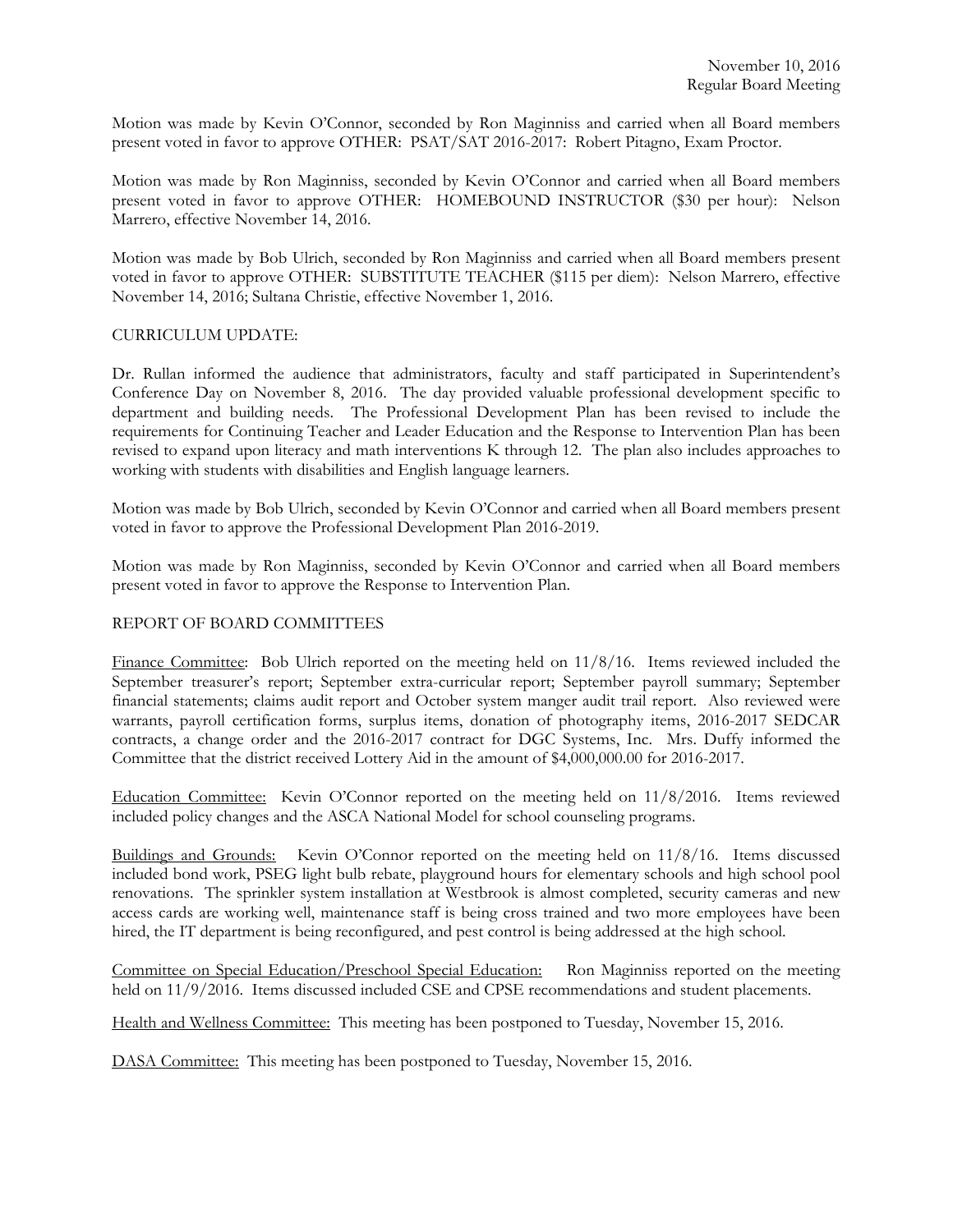Motion was made by Kevin O'Connor, seconded by Ron Maginniss and carried when all Board members present voted in favor to approve OTHER: PSAT/SAT 2016-2017: Robert Pitagno, Exam Proctor.

Motion was made by Ron Maginniss, seconded by Kevin O'Connor and carried when all Board members present voted in favor to approve OTHER: HOMEBOUND INSTRUCTOR ($30 per hour): Nelson Marrero, effective November 14, 2016.

Motion was made by Bob Ulrich, seconded by Ron Maginniss and carried when all Board members present voted in favor to approve OTHER: SUBSTITUTE TEACHER ($115 per diem): Nelson Marrero, effective November 14, 2016; Sultana Christie, effective November 1, 2016.

CURRICULUM UPDATE:

Dr. Rullan informed the audience that administrators, faculty and staff participated in Superintendent's Conference Day on November 8, 2016. The day provided valuable professional development specific to department and building needs. The Professional Development Plan has been revised to include the requirements for Continuing Teacher and Leader Education and the Response to Intervention Plan has been revised to expand upon literacy and math interventions K through 12. The plan also includes approaches to working with students with disabilities and English language learners.

Motion was made by Bob Ulrich, seconded by Kevin O'Connor and carried when all Board members present voted in favor to approve the Professional Development Plan 2016-2019.

Motion was made by Ron Maginniss, seconded by Kevin O'Connor and carried when all Board members present voted in favor to approve the Response to Intervention Plan.

REPORT OF BOARD COMMITTEES

Finance Committee: Bob Ulrich reported on the meeting held on 11/8/16. Items reviewed included the September treasurer's report; September extra-curricular report; September payroll summary; September financial statements; claims audit report and October system manger audit trail report. Also reviewed were warrants, payroll certification forms, surplus items, donation of photography items, 2016-2017 SEDCAR contracts, a change order and the 2016-2017 contract for DGC Systems, Inc. Mrs. Duffy informed the Committee that the district received Lottery Aid in the amount of $4,000,000.00 for 2016-2017.

Education Committee: Kevin O'Connor reported on the meeting held on 11/8/2016. Items reviewed included policy changes and the ASCA National Model for school counseling programs.

Buildings and Grounds: Kevin O'Connor reported on the meeting held on 11/8/16. Items discussed included bond work, PSEG light bulb rebate, playground hours for elementary schools and high school pool renovations. The sprinkler system installation at Westbrook is almost completed, security cameras and new access cards are working well, maintenance staff is being cross trained and two more employees have been hired, the IT department is being reconfigured, and pest control is being addressed at the high school.

Committee on Special Education/Preschool Special Education: Ron Maginniss reported on the meeting held on 11/9/2016. Items discussed included CSE and CPSE recommendations and student placements.

Health and Wellness Committee: This meeting has been postponed to Tuesday, November 15, 2016.

DASA Committee: This meeting has been postponed to Tuesday, November 15, 2016.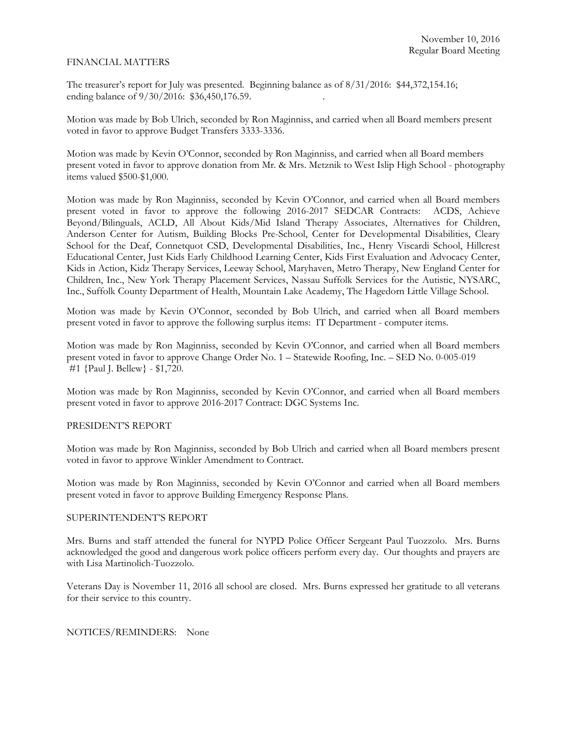FINANCIAL MATTERS

The treasurer's report for July was presented. Beginning balance as of 8/31/2016: $44,372,154.16; ending balance of 9/30/2016: $36,450,176.59.

Motion was made by Bob Ulrich, seconded by Ron Maginniss, and carried when all Board members present voted in favor to approve Budget Transfers 3333-3336.

Motion was made by Kevin O'Connor, seconded by Ron Maginniss, and carried when all Board members present voted in favor to approve donation from Mr. & Mrs. Metznik to West Islip High School - photography items valued $500-$1,000.

Motion was made by Ron Maginniss, seconded by Kevin O'Connor, and carried when all Board members present voted in favor to approve the following 2016-2017 SEDCAR Contracts: ACDS, Achieve Beyond/Bilinguals, ACLD, All About Kids/Mid Island Therapy Associates, Alternatives for Children, Anderson Center for Autism, Building Blocks Pre-School, Center for Developmental Disabilities, Cleary School for the Deaf, Connetquot CSD, Developmental Disabilities, Inc., Henry Viscardi School, Hillcrest Educational Center, Just Kids Early Childhood Learning Center, Kids First Evaluation and Advocacy Center, Kids in Action, Kidz Therapy Services, Leeway School, Maryhaven, Metro Therapy, New England Center for Children, Inc., New York Therapy Placement Services, Nassau Suffolk Services for the Autistic, NYSARC, Inc., Suffolk County Department of Health, Mountain Lake Academy, The Hagedorn Little Village School.

Motion was made by Kevin O'Connor, seconded by Bob Ulrich, and carried when all Board members present voted in favor to approve the following surplus items: IT Department - computer items.

Motion was made by Ron Maginniss, seconded by Kevin O'Connor, and carried when all Board members present voted in favor to approve Change Order No. 1 – Statewide Roofing, Inc. – SED No. 0-005-019 #1 {Paul J. Bellew} - $1,720.

Motion was made by Ron Maginniss, seconded by Kevin O'Connor, and carried when all Board members present voted in favor to approve 2016-2017 Contract: DGC Systems Inc.

PRESIDENT'S REPORT

Motion was made by Ron Maginniss, seconded by Bob Ulrich and carried when all Board members present voted in favor to approve Winkler Amendment to Contract.

Motion was made by Ron Maginniss, seconded by Kevin O'Connor and carried when all Board members present voted in favor to approve Building Emergency Response Plans.

SUPERINTENDENT'S REPORT

Mrs. Burns and staff attended the funeral for NYPD Police Officer Sergeant Paul Tuozzolo. Mrs. Burns acknowledged the good and dangerous work police officers perform every day. Our thoughts and prayers are with Lisa Martinolich-Tuozzolo.

Veterans Day is November 11, 2016 all school are closed. Mrs. Burns expressed her gratitude to all veterans for their service to this country.

NOTICES/REMINDERS: None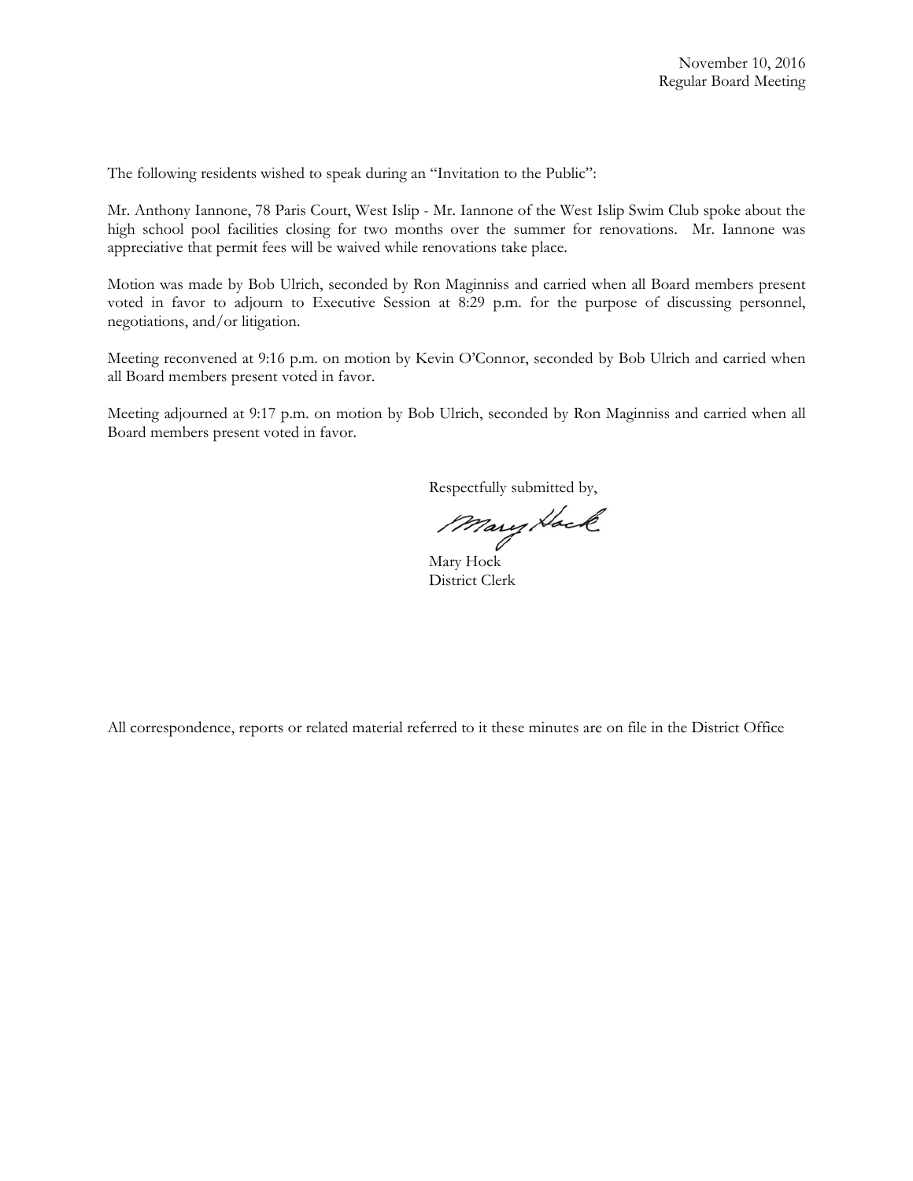The following residents wished to speak during an "Invitation to the Public":

Mr. Anthony Iannone, 78 Paris Court, West Islip - Mr. Iannone of the West Islip Swim Club spoke about the high school pool facilities closing for two months over the summer for renovations. Mr. Iannone was appreciative that permit fees will be waived while renovations take place.

Motion was made by Bob Ulrich, seconded by Ron Maginniss and carried when all Board members present voted in favor to adjourn to Executive Session at 8:29 p.m. for the purpose of discussing personnel, negotiations, and/or litigation.

Meeting reconvened at 9:16 p.m. on motion by Kevin O'Connor, seconded by Bob Ulrich and carried when all Board members present voted in favor.

Meeting adjourned at 9:17 p.m. on motion by Bob Ulrich, seconded by Ron Maginniss and carried when all Board members present voted in favor.

Respectfully submitted by,

Mary Hock

Mary Hock
District Clerk

All correspondence, reports or related material referred to it these minutes are on file in the District Office